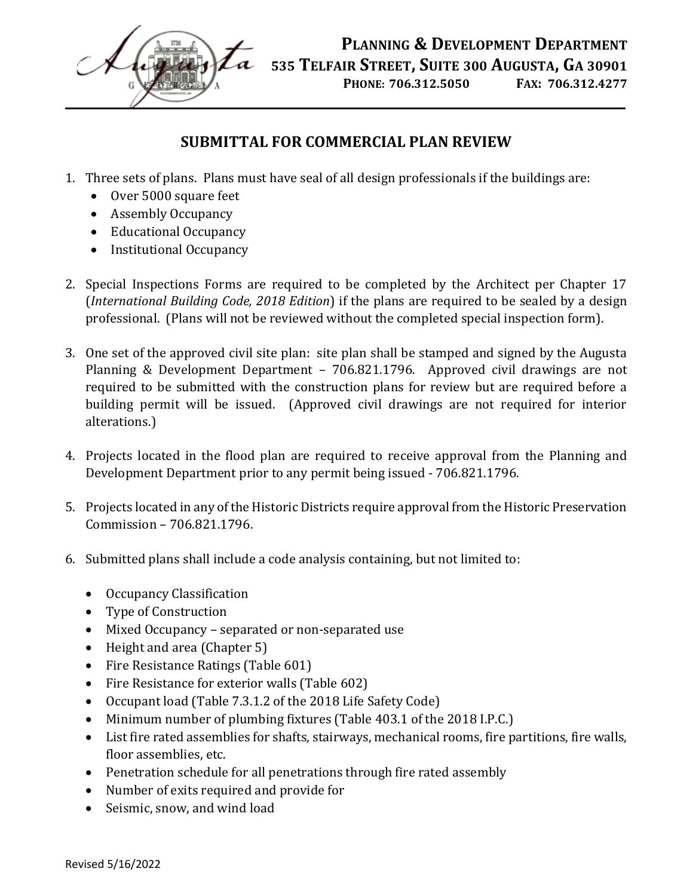**PLANNING & DEVELOPMENT DEPARTMENT**
**535 TELFAIR STREET, SUITE 300 AUGUSTA, GA 30901**
**PHONE: 706.312.5050 FAX: 706.312.4277**

## SUBMITTAL FOR COMMERCIAL PLAN REVIEW

1. Three sets of plans. Plans must have seal of all design professionals if the buildings are:
   - Over 5000 square feet
   - Assembly Occupancy
   - Educational Occupancy
   - Institutional Occupancy

2. Special Inspections Forms are required to be completed by the Architect per Chapter 17 (*International Building Code, 2018 Edition*) if the plans are required to be sealed by a design professional. (Plans will not be reviewed without the completed special inspection form).

3. One set of the approved civil site plan: site plan shall be stamped and signed by the Augusta Planning & Development Department – 706.821.1796. Approved civil drawings are not required to be submitted with the construction plans for review but are required before a building permit will be issued. (Approved civil drawings are not required for interior alterations.)

4. Projects located in the flood plan are required to receive approval from the Planning and Development Department prior to any permit being issued - 706.821.1796.

5. Projects located in any of the Historic Districts require approval from the Historic Preservation Commission – 706.821.1796.

6. Submitted plans shall include a code analysis containing, but not limited to:

   - Occupancy Classification
   - Type of Construction
   - Mixed Occupancy – separated or non-separated use
   - Height and area (Chapter 5)
   - Fire Resistance Ratings (Table 601)
   - Fire Resistance for exterior walls (Table 602)
   - Occupant load (Table 7.3.1.2 of the 2018 Life Safety Code)
   - Minimum number of plumbing fixtures (Table 403.1 of the 2018 I.P.C.)
   - List fire rated assemblies for shafts, stairways, mechanical rooms, fire partitions, fire walls, floor assemblies, etc.
   - Penetration schedule for all penetrations through fire rated assembly
   - Number of exits required and provide for
   - Seismic, snow, and wind load

Revised 5/16/2022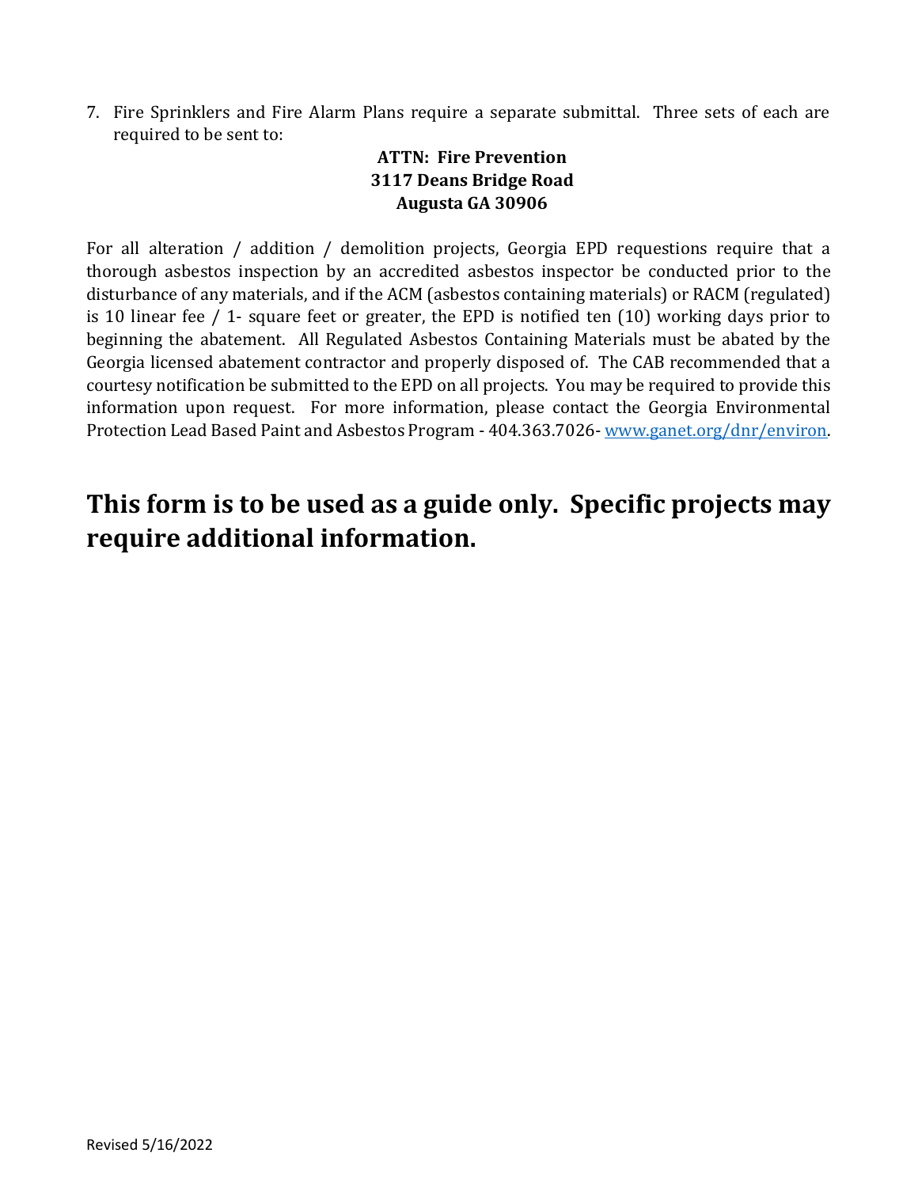7. Fire Sprinklers and Fire Alarm Plans require a separate submittal. Three sets of each are required to be sent to:

**ATTN: Fire Prevention**
**3117 Deans Bridge Road**
**Augusta GA 30906**

For all alteration / addition / demolition projects, Georgia EPD requestions require that a thorough asbestos inspection by an accredited asbestos inspector be conducted prior to the disturbance of any materials, and if the ACM (asbestos containing materials) or RACM (regulated) is 10 linear fee / 1- square feet or greater, the EPD is notified ten (10) working days prior to beginning the abatement. All Regulated Asbestos Containing Materials must be abated by the Georgia licensed abatement contractor and properly disposed of. The CAB recommended that a courtesy notification be submitted to the EPD on all projects. You may be required to provide this information upon request. For more information, please contact the Georgia Environmental Protection Lead Based Paint and Asbestos Program - 404.363.7026- [www.ganet.org/dnr/environ](http://www.ganet.org/dnr/environ).

## This form is to be used as a guide only. Specific projects may require additional information.

Revised 5/16/2022